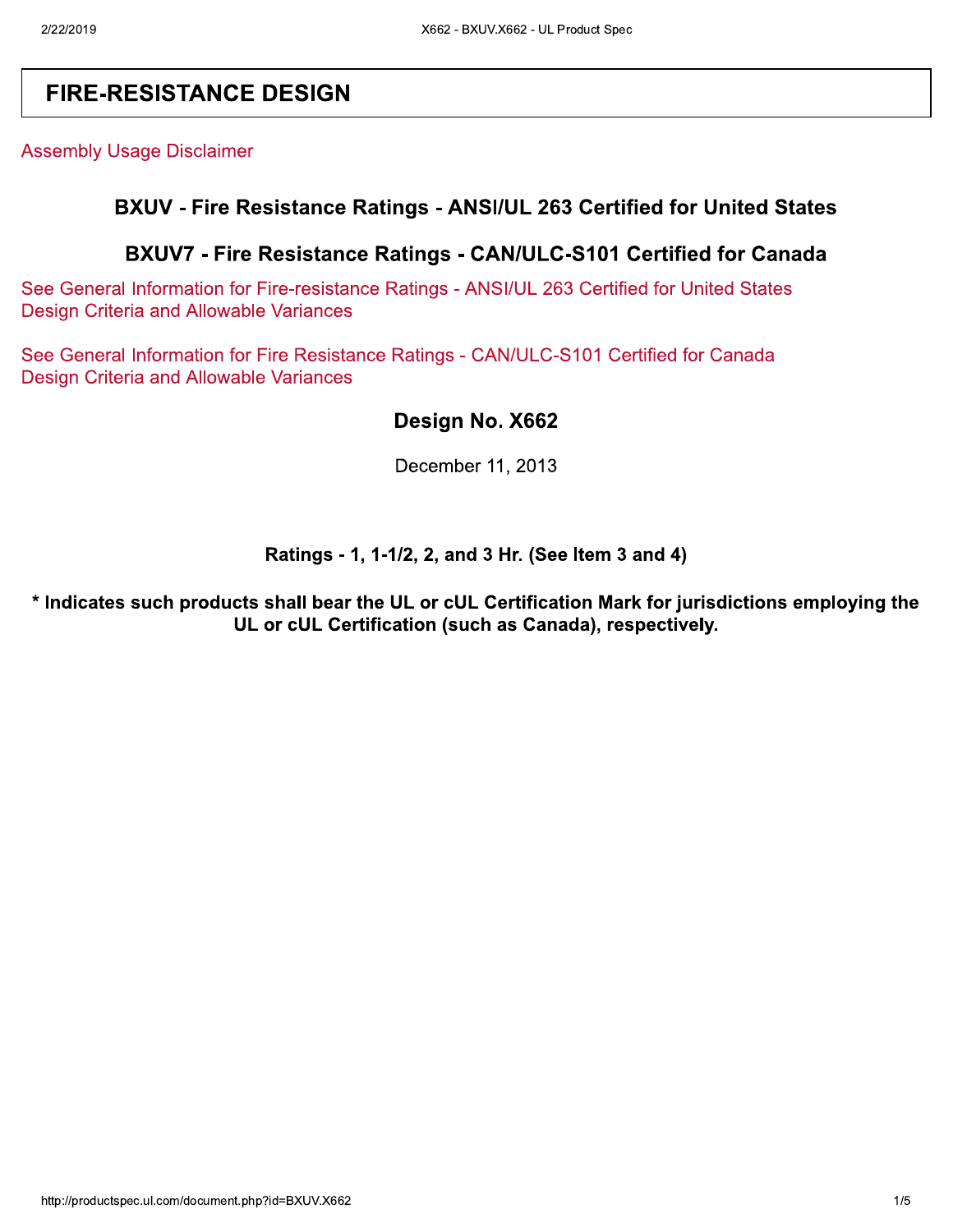# FIRE-RESISTANCE DESIGN

Assembly Usage Disclaimer

## BXUV - Fire Resistance Ratings - ANSI/UL 263 Certified for United States

## BXUV7 - Fire Resistance Ratings - CAN/ULC-S101 Certified for Canada

See General Information for Fire-resistance Ratings - ANSI/UL 263 Certified for United States
Design Criteria and Allowable Variances

See General Information for Fire Resistance Ratings - CAN/ULC-S101 Certified for Canada
Design Criteria and Allowable Variances

## Design No. X662

December 11, 2013

**Ratings - 1, 1-1/2, 2, and 3 Hr. (See Item 3 and 4)**

**\* Indicates such products shall bear the UL or cUL Certification Mark for jurisdictions employing the UL or cUL Certification (such as Canada), respectively.**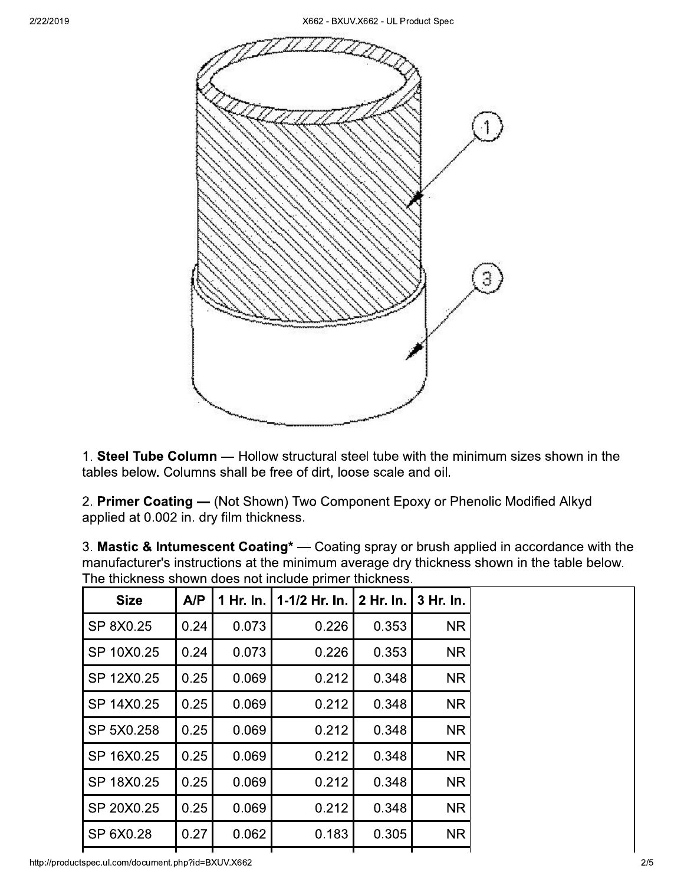1. **Steel Tube Column** — Hollow structural steel tube with the minimum sizes shown in the tables below. Columns shall be free of dirt, loose scale and oil.

2. **Primer Coating —** (Not Shown) Two Component Epoxy or Phenolic Modified Alkyd applied at 0.002 in. dry film thickness.

3. **Mastic & Intumescent Coating*** — Coating spray or brush applied in accordance with the manufacturer's instructions at the minimum average dry thickness shown in the table below. The thickness shown does not include primer thickness.

| Size | A/P | 1 Hr. In. | 1-1/2 Hr. In. | 2 Hr. In. | 3 Hr. In. |
|---|---|---|---|---|---|
| SP 8X0.25 | 0.24 | 0.073 | 0.226 | 0.353 | NR |
| SP 10X0.25 | 0.24 | 0.073 | 0.226 | 0.353 | NR |
| SP 12X0.25 | 0.25 | 0.069 | 0.212 | 0.348 | NR |
| SP 14X0.25 | 0.25 | 0.069 | 0.212 | 0.348 | NR |
| SP 5X0.258 | 0.25 | 0.069 | 0.212 | 0.348 | NR |
| SP 16X0.25 | 0.25 | 0.069 | 0.212 | 0.348 | NR |
| SP 18X0.25 | 0.25 | 0.069 | 0.212 | 0.348 | NR |
| SP 20X0.25 | 0.25 | 0.069 | 0.212 | 0.348 | NR |
| SP 6X0.28 | 0.27 | 0.062 | 0.183 | 0.305 | NR |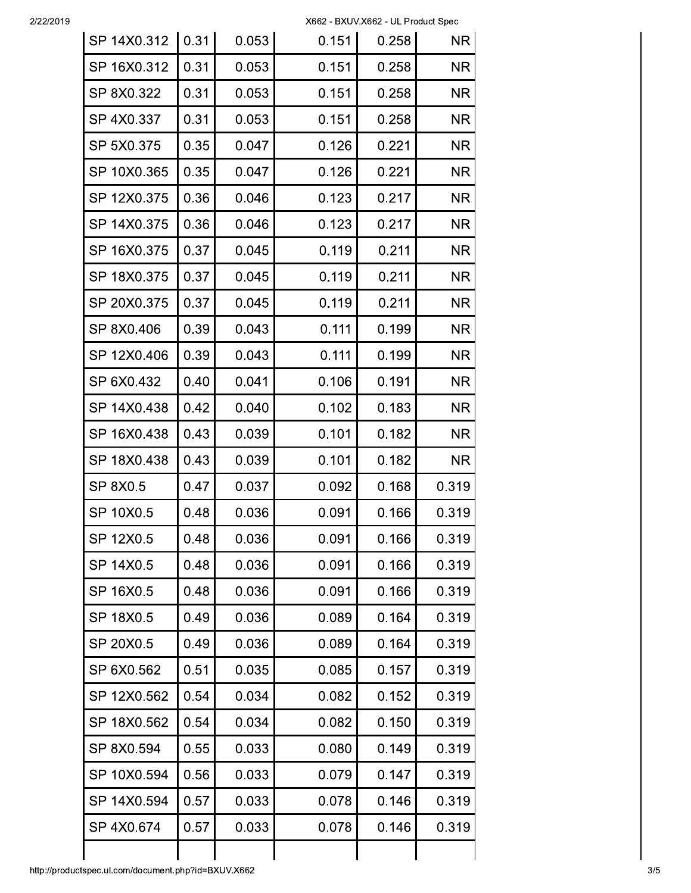| | | | | | |
|---|---|---|---|---|---|
| SP 14X0.312 | 0.31 | 0.053 | 0.151 | 0.258 | NR |
| SP 16X0.312 | 0.31 | 0.053 | 0.151 | 0.258 | NR |
| SP 8X0.322 | 0.31 | 0.053 | 0.151 | 0.258 | NR |
| SP 4X0.337 | 0.31 | 0.053 | 0.151 | 0.258 | NR |
| SP 5X0.375 | 0.35 | 0.047 | 0.126 | 0.221 | NR |
| SP 10X0.365 | 0.35 | 0.047 | 0.126 | 0.221 | NR |
| SP 12X0.375 | 0.36 | 0.046 | 0.123 | 0.217 | NR |
| SP 14X0.375 | 0.36 | 0.046 | 0.123 | 0.217 | NR |
| SP 16X0.375 | 0.37 | 0.045 | 0.119 | 0.211 | NR |
| SP 18X0.375 | 0.37 | 0.045 | 0.119 | 0.211 | NR |
| SP 20X0.375 | 0.37 | 0.045 | 0.119 | 0.211 | NR |
| SP 8X0.406 | 0.39 | 0.043 | 0.111 | 0.199 | NR |
| SP 12X0.406 | 0.39 | 0.043 | 0.111 | 0.199 | NR |
| SP 6X0.432 | 0.40 | 0.041 | 0.106 | 0.191 | NR |
| SP 14X0.438 | 0.42 | 0.040 | 0.102 | 0.183 | NR |
| SP 16X0.438 | 0.43 | 0.039 | 0.101 | 0.182 | NR |
| SP 18X0.438 | 0.43 | 0.039 | 0.101 | 0.182 | NR |
| SP 8X0.5 | 0.47 | 0.037 | 0.092 | 0.168 | 0.319 |
| SP 10X0.5 | 0.48 | 0.036 | 0.091 | 0.166 | 0.319 |
| SP 12X0.5 | 0.48 | 0.036 | 0.091 | 0.166 | 0.319 |
| SP 14X0.5 | 0.48 | 0.036 | 0.091 | 0.166 | 0.319 |
| SP 16X0.5 | 0.48 | 0.036 | 0.091 | 0.166 | 0.319 |
| SP 18X0.5 | 0.49 | 0.036 | 0.089 | 0.164 | 0.319 |
| SP 20X0.5 | 0.49 | 0.036 | 0.089 | 0.164 | 0.319 |
| SP 6X0.562 | 0.51 | 0.035 | 0.085 | 0.157 | 0.319 |
| SP 12X0.562 | 0.54 | 0.034 | 0.082 | 0.152 | 0.319 |
| SP 18X0.562 | 0.54 | 0.034 | 0.082 | 0.150 | 0.319 |
| SP 8X0.594 | 0.55 | 0.033 | 0.080 | 0.149 | 0.319 |
| SP 10X0.594 | 0.56 | 0.033 | 0.079 | 0.147 | 0.319 |
| SP 14X0.594 | 0.57 | 0.033 | 0.078 | 0.146 | 0.319 |
| SP 4X0.674 | 0.57 | 0.033 | 0.078 | 0.146 | 0.319 |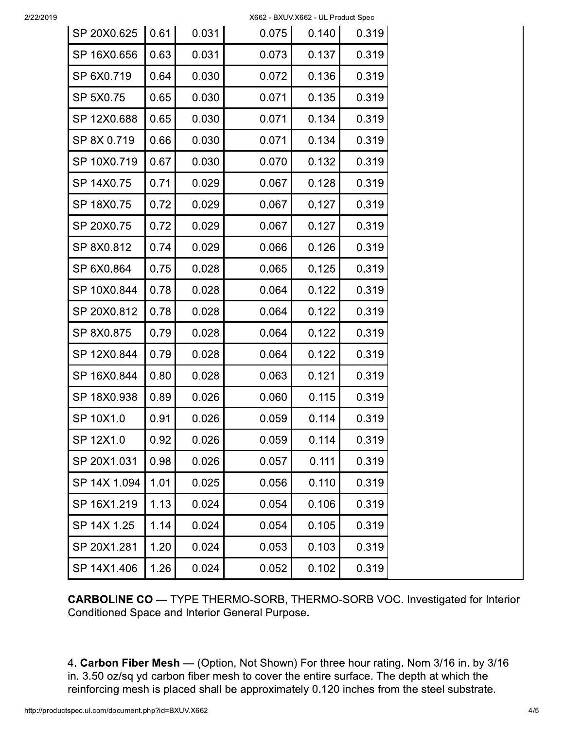| | | | | | |
|---|---|---|---|---|---|
| SP 20X0.625 | 0.61 | 0.031 | 0.075 | 0.140 | 0.319 |
| SP 16X0.656 | 0.63 | 0.031 | 0.073 | 0.137 | 0.319 |
| SP 6X0.719 | 0.64 | 0.030 | 0.072 | 0.136 | 0.319 |
| SP 5X0.75 | 0.65 | 0.030 | 0.071 | 0.135 | 0.319 |
| SP 12X0.688 | 0.65 | 0.030 | 0.071 | 0.134 | 0.319 |
| SP 8X 0.719 | 0.66 | 0.030 | 0.071 | 0.134 | 0.319 |
| SP 10X0.719 | 0.67 | 0.030 | 0.070 | 0.132 | 0.319 |
| SP 14X0.75 | 0.71 | 0.029 | 0.067 | 0.128 | 0.319 |
| SP 18X0.75 | 0.72 | 0.029 | 0.067 | 0.127 | 0.319 |
| SP 20X0.75 | 0.72 | 0.029 | 0.067 | 0.127 | 0.319 |
| SP 8X0.812 | 0.74 | 0.029 | 0.066 | 0.126 | 0.319 |
| SP 6X0.864 | 0.75 | 0.028 | 0.065 | 0.125 | 0.319 |
| SP 10X0.844 | 0.78 | 0.028 | 0.064 | 0.122 | 0.319 |
| SP 20X0.812 | 0.78 | 0.028 | 0.064 | 0.122 | 0.319 |
| SP 8X0.875 | 0.79 | 0.028 | 0.064 | 0.122 | 0.319 |
| SP 12X0.844 | 0.79 | 0.028 | 0.064 | 0.122 | 0.319 |
| SP 16X0.844 | 0.80 | 0.028 | 0.063 | 0.121 | 0.319 |
| SP 18X0.938 | 0.89 | 0.026 | 0.060 | 0.115 | 0.319 |
| SP 10X1.0 | 0.91 | 0.026 | 0.059 | 0.114 | 0.319 |
| SP 12X1.0 | 0.92 | 0.026 | 0.059 | 0.114 | 0.319 |
| SP 20X1.031 | 0.98 | 0.026 | 0.057 | 0.111 | 0.319 |
| SP 14X 1.094 | 1.01 | 0.025 | 0.056 | 0.110 | 0.319 |
| SP 16X1.219 | 1.13 | 0.024 | 0.054 | 0.106 | 0.319 |
| SP 14X 1.25 | 1.14 | 0.024 | 0.054 | 0.105 | 0.319 |
| SP 20X1.281 | 1.20 | 0.024 | 0.053 | 0.103 | 0.319 |
| SP 14X1.406 | 1.26 | 0.024 | 0.052 | 0.102 | 0.319 |

**CARBOLINE CO** — TYPE THERMO-SORB, THERMO-SORB VOC. Investigated for Interior Conditioned Space and Interior General Purpose.

4. **Carbon Fiber Mesh** — (Option, Not Shown) For three hour rating. Nom 3/16 in. by 3/16 in. 3.50 oz/sq yd carbon fiber mesh to cover the entire surface. The depth at which the reinforcing mesh is placed shall be approximately 0.120 inches from the steel substrate.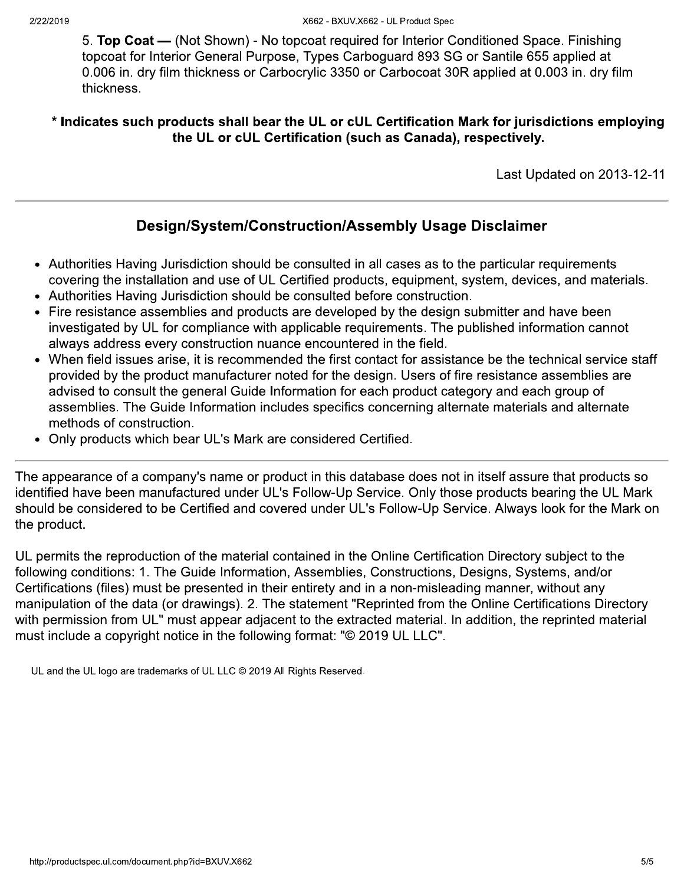5. **Top Coat —** (Not Shown) - No topcoat required for Interior Conditioned Space. Finishing topcoat for Interior General Purpose, Types Carboguard 893 SG or Santile 655 applied at 0.006 in. dry film thickness or Carbocrylic 3350 or Carbocoat 30R applied at 0.003 in. dry film thickness.

**\* Indicates such products shall bear the UL or cUL Certification Mark for jurisdictions employing the UL or cUL Certification (such as Canada), respectively.**

Last Updated on 2013-12-11

---

## Design/System/Construction/Assembly Usage Disclaimer

- Authorities Having Jurisdiction should be consulted in all cases as to the particular requirements covering the installation and use of UL Certified products, equipment, system, devices, and materials.
- Authorities Having Jurisdiction should be consulted before construction.
- Fire resistance assemblies and products are developed by the design submitter and have been investigated by UL for compliance with applicable requirements. The published information cannot always address every construction nuance encountered in the field.
- When field issues arise, it is recommended the first contact for assistance be the technical service staff provided by the product manufacturer noted for the design. Users of fire resistance assemblies are advised to consult the general Guide Information for each product category and each group of assemblies. The Guide Information includes specifics concerning alternate materials and alternate methods of construction.
- Only products which bear UL's Mark are considered Certified.

---

The appearance of a company's name or product in this database does not in itself assure that products so identified have been manufactured under UL's Follow-Up Service. Only those products bearing the UL Mark should be considered to be Certified and covered under UL's Follow-Up Service. Always look for the Mark on the product.

UL permits the reproduction of the material contained in the Online Certification Directory subject to the following conditions: 1. The Guide Information, Assemblies, Constructions, Designs, Systems, and/or Certifications (files) must be presented in their entirety and in a non-misleading manner, without any manipulation of the data (or drawings). 2. The statement "Reprinted from the Online Certifications Directory with permission from UL" must appear adjacent to the extracted material. In addition, the reprinted material must include a copyright notice in the following format: "© 2019 UL LLC".

UL and the UL logo are trademarks of UL LLC © 2019 All Rights Reserved.